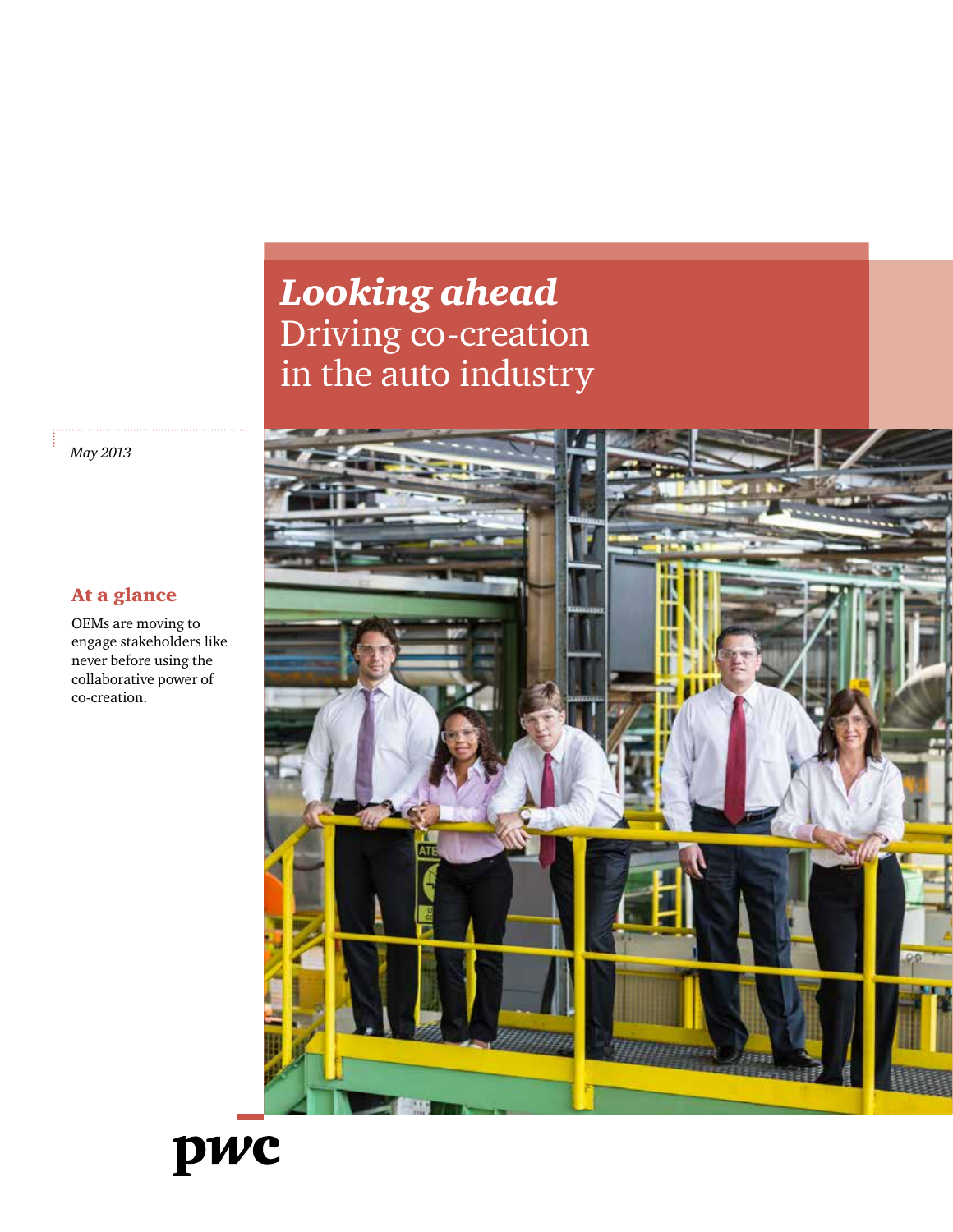# *Looking ahead* Driving co-creation in the auto industry

*May 2013*

## At a glance

OEMs are moving to engage stakeholders like never before using the collaborative power of co-creation.

pwc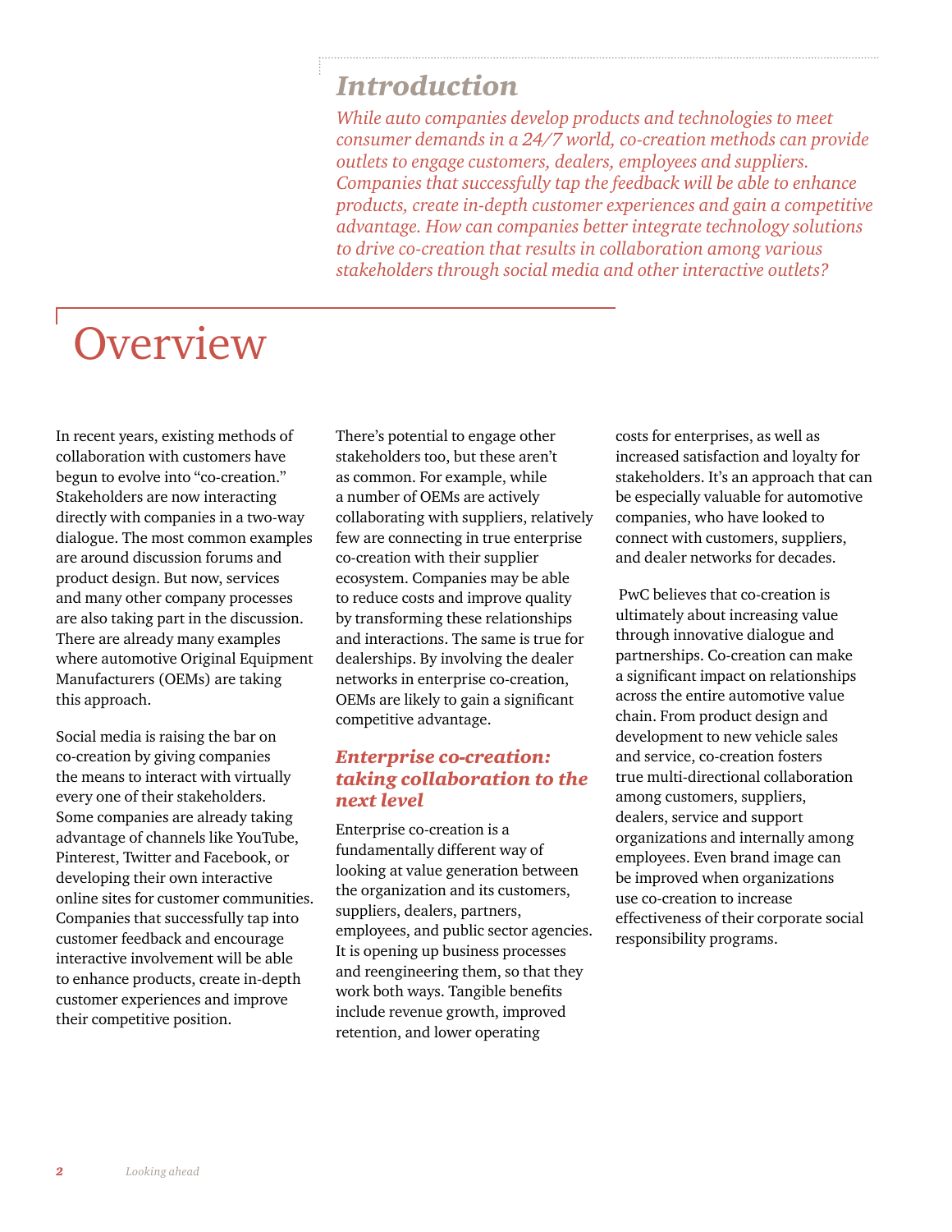## *Introduction*

*While auto companies develop products and technologies to meet consumer demands in a 24/7 world, co-creation methods can provide outlets to engage customers, dealers, employees and suppliers. Companies that successfully tap the feedback will be able to enhance products, create in-depth customer experiences and gain a competitive advantage. How can companies better integrate technology solutions to drive co-creation that results in collaboration among various stakeholders through social media and other interactive outlets?*

# Overview

In recent years, existing methods of collaboration with customers have begun to evolve into "co-creation." Stakeholders are now interacting directly with companies in a two-way dialogue. The most common examples are around discussion forums and product design. But now, services and many other company processes are also taking part in the discussion. There are already many examples where automotive Original Equipment Manufacturers (OEMs) are taking this approach.

Social media is raising the bar on co-creation by giving companies the means to interact with virtually every one of their stakeholders. Some companies are already taking advantage of channels like YouTube, Pinterest, Twitter and Facebook, or developing their own interactive online sites for customer communities. Companies that successfully tap into customer feedback and encourage interactive involvement will be able to enhance products, create in-depth customer experiences and improve their competitive position.

There's potential to engage other stakeholders too, but these aren't as common. For example, while a number of OEMs are actively collaborating with suppliers, relatively few are connecting in true enterprise co-creation with their supplier ecosystem. Companies may be able to reduce costs and improve quality by transforming these relationships and interactions. The same is true for dealerships. By involving the dealer networks in enterprise co-creation, OEMs are likely to gain a significant competitive advantage.

### *Enterprise co-creation: taking collaboration to the next level*

Enterprise co-creation is a fundamentally different way of looking at value generation between the organization and its customers, suppliers, dealers, partners, employees, and public sector agencies. It is opening up business processes and reengineering them, so that they work both ways. Tangible benefits include revenue growth, improved retention, and lower operating costs for enterprises, as well as increased satisfaction and loyalty for stakeholders. It's an approach that can be especially valuable for automotive companies, who have looked to connect with customers, suppliers, and dealer networks for decades.

PwC believes that co-creation is ultimately about increasing value through innovative dialogue and partnerships. Co-creation can make a significant impact on relationships across the entire automotive value chain. From product design and development to new vehicle sales and service, co-creation fosters true multi-directional collaboration among customers, suppliers, dealers, service and support organizations and internally among employees. Even brand image can be improved when organizations use co-creation to increase effectiveness of their corporate social responsibility programs.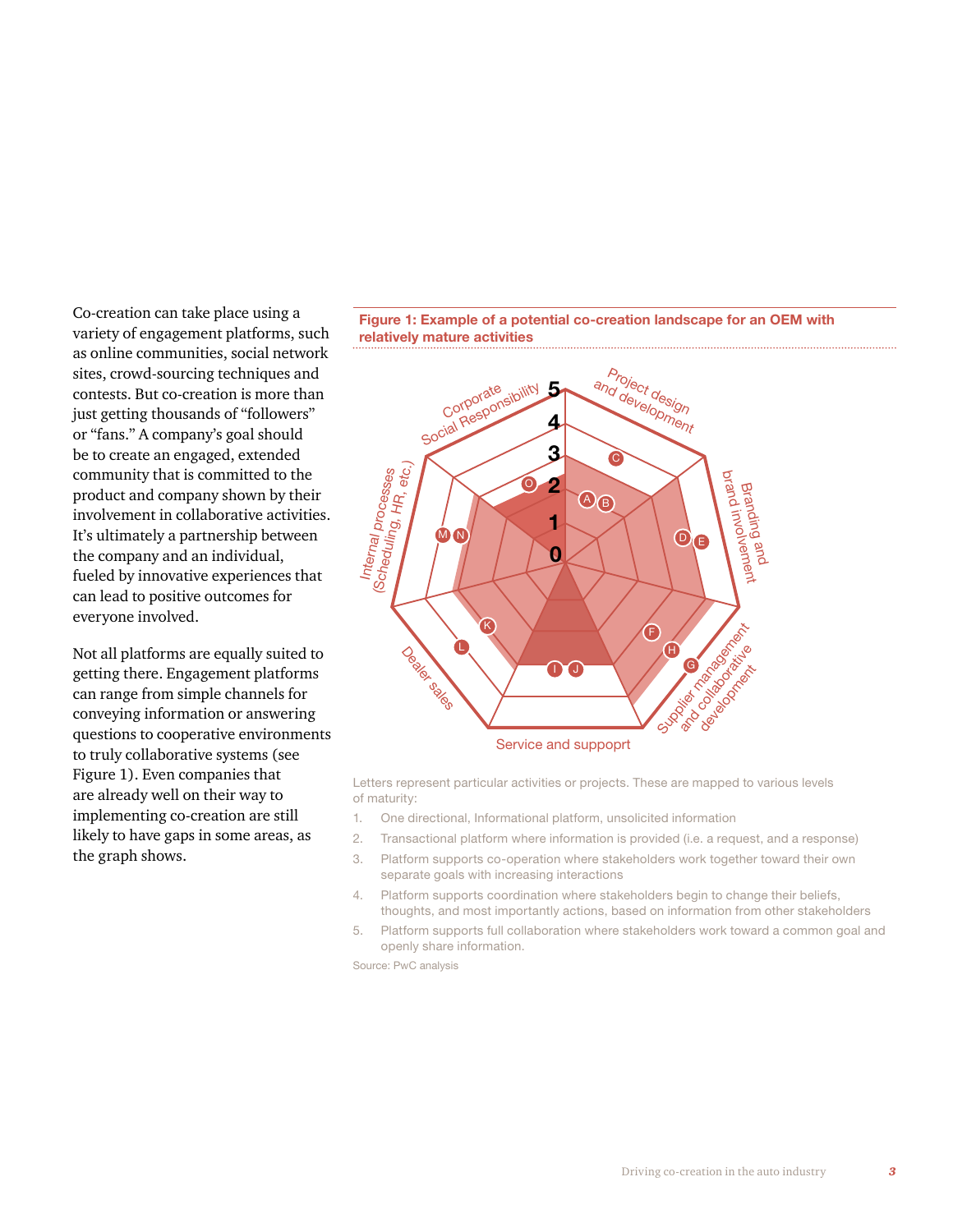Co-creation can take place using a variety of engagement platforms, such as online communities, social network sites, crowd-sourcing techniques and contests. But co-creation is more than just getting thousands of "followers" or "fans." A company's goal should be to create an engaged, extended community that is committed to the product and company shown by their involvement in collaborative activities. It's ultimately a partnership between the company and an individual, fueled by innovative experiences that can lead to positive outcomes for everyone involved.

Not all platforms are equally suited to getting there. Engagement platforms can range from simple channels for conveying information or answering questions to cooperative environments to truly collaborative systems (see Figure 1). Even companies that are already well on their way to implementing co-creation are still likely to have gaps in some areas, as the graph shows.

**Figure 1: Example of a potential co-creation landscape for an OEM with relatively mature activities**

Project design and development; Branding and brand involvement; Supplier management and collaborative development; Service and suppport; Dealer sales; Internal processes (Scheduling, HR, etc.); Corporate Social Responsibility

Letters represent particular activities or projects. These are mapped to various levels of maturity:

1. One directional, Informational platform, unsolicited information
2. Transactional platform where information is provided (i.e. a request, and a response)
3. Platform supports co-operation where stakeholders work together toward their own separate goals with increasing interactions
4. Platform supports coordination where stakeholders begin to change their beliefs, thoughts, and most importantly actions, based on information from other stakeholders
5. Platform supports full collaboration where stakeholders work toward a common goal and openly share information.

Source: PwC analysis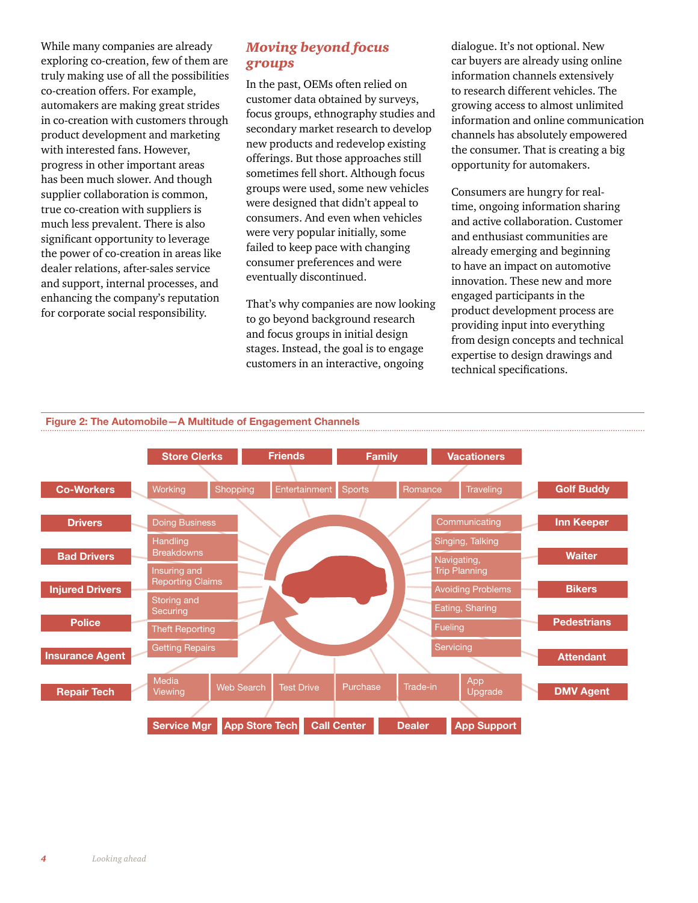While many companies are already exploring co-creation, few of them are truly making use of all the possibilities co-creation offers. For example, automakers are making great strides in co-creation with customers through product development and marketing with interested fans. However, progress in other important areas has been much slower. And though supplier collaboration is common, true co-creation with suppliers is much less prevalent. There is also significant opportunity to leverage the power of co-creation in areas like dealer relations, after-sales service and support, internal processes, and enhancing the company's reputation for corporate social responsibility.

## *Moving beyond focus groups*

In the past, OEMs often relied on customer data obtained by surveys, focus groups, ethnography studies and secondary market research to develop new products and redevelop existing offerings. But those approaches still sometimes fell short. Although focus groups were used, some new vehicles were designed that didn't appeal to consumers. And even when vehicles were very popular initially, some failed to keep pace with changing consumer preferences and were eventually discontinued.

That's why companies are now looking to go beyond background research and focus groups in initial design stages. Instead, the goal is to engage customers in an interactive, ongoing dialogue. It's not optional. New car buyers are already using online information channels extensively to research different vehicles. The growing access to almost unlimited information and online communication channels has absolutely empowered the consumer. That is creating a big opportunity for automakers.

Consumers are hungry for real-time, ongoing information sharing and active collaboration. Customer and enthusiast communities are already emerging and beginning to have an impact on automotive innovation. These new and more engaged participants in the product development process are providing input into everything from design concepts and technical expertise to design drawings and technical specifications.

**Figure 2: The Automobile—A Multitude of Engagement Channels**

Store Clerks | Friends | Family | Vacationers

Co-Workers | Drivers | Bad Drivers | Injured Drivers | Police | Insurance Agent | Repair Tech

Golf Buddy | Inn Keeper | Waiter | Bikers | Pedestrians | Attendant | DMV Agent

Service Mgr | App Store Tech | Call Center | Dealer | App Support

Working | Shopping | Entertainment | Sports | Romance | Traveling

Doing Business | Handling Breakdowns | Insuring and Reporting Claims | Storing and Securing | Theft Reporting | Getting Repairs

Communicating | Singing, Talking | Navigating, Trip Planning | Avoiding Problems | Eating, Sharing | Fueling | Servicing

Media Viewing | Web Search | Test Drive | Purchase | Trade-in | App Upgrade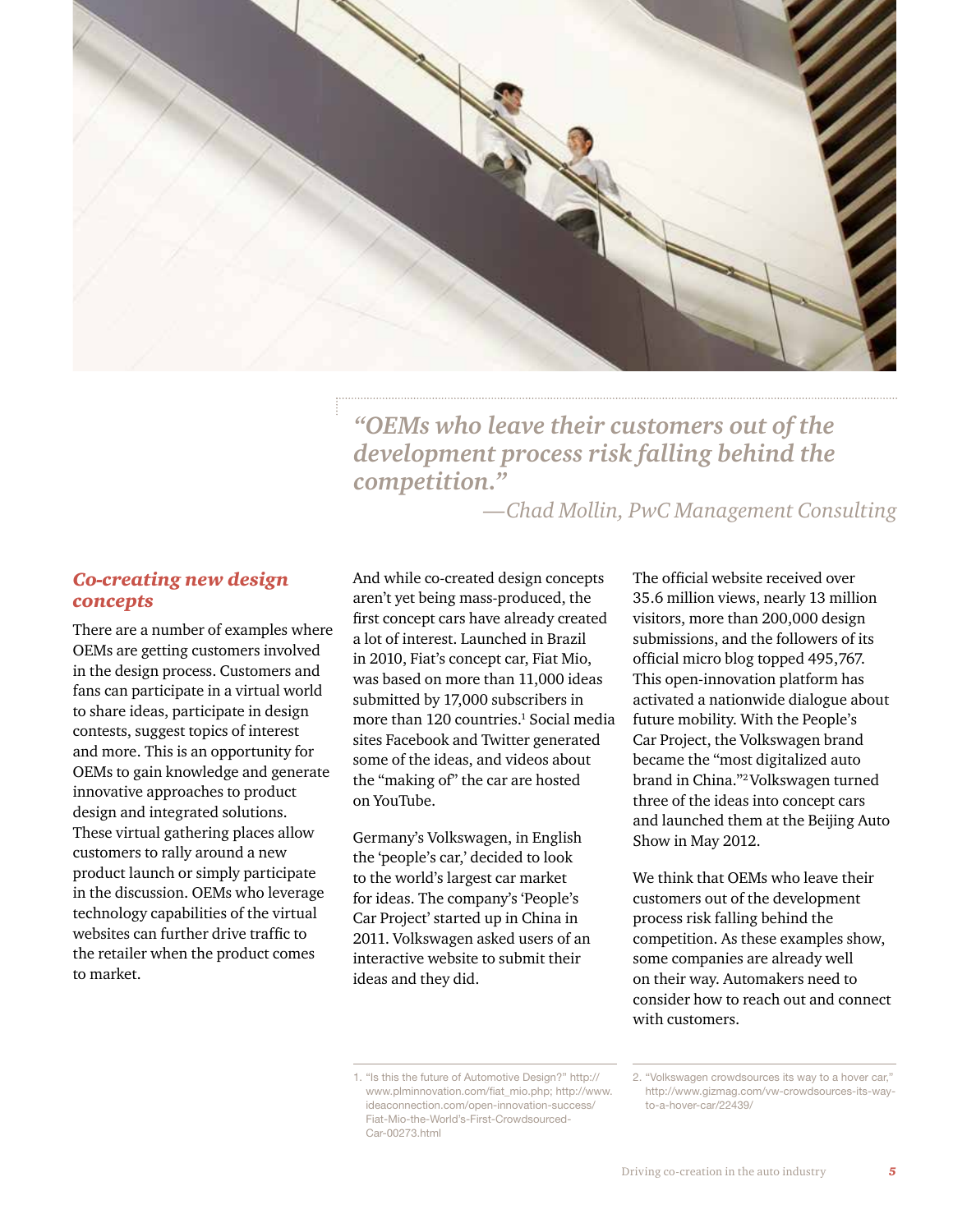> *"OEMs who leave their customers out of the development process risk falling behind the competition."*
>
> *—Chad Mollin, PwC Management Consulting*

## *Co-creating new design concepts*

There are a number of examples where OEMs are getting customers involved in the design process. Customers and fans can participate in a virtual world to share ideas, participate in design contests, suggest topics of interest and more. This is an opportunity for OEMs to gain knowledge and generate innovative approaches to product design and integrated solutions. These virtual gathering places allow customers to rally around a new product launch or simply participate in the discussion. OEMs who leverage technology capabilities of the virtual websites can further drive traffic to the retailer when the product comes to market.

And while co-created design concepts aren't yet being mass-produced, the first concept cars have already created a lot of interest. Launched in Brazil in 2010, Fiat's concept car, Fiat Mio, was based on more than 11,000 ideas submitted by 17,000 subscribers in more than 120 countries.[1] Social media sites Facebook and Twitter generated some of the ideas, and videos about the "making of" the car are hosted on YouTube.

Germany's Volkswagen, in English the 'people's car,' decided to look to the world's largest car market for ideas. The company's 'People's Car Project' started up in China in 2011. Volkswagen asked users of an interactive website to submit their ideas and they did.

The official website received over 35.6 million views, nearly 13 million visitors, more than 200,000 design submissions, and the followers of its official micro blog topped 495,767. This open-innovation platform has activated a nationwide dialogue about future mobility. With the People's Car Project, the Volkswagen brand became the "most digitalized auto brand in China."[2] Volkswagen turned three of the ideas into concept cars and launched them at the Beijing Auto Show in May 2012.

We think that OEMs who leave their customers out of the development process risk falling behind the competition. As these examples show, some companies are already well on their way. Automakers need to consider how to reach out and connect with customers.

---

1. "Is this the future of Automotive Design?" http://www.plminnovation.com/fiat_mio.php; http://www.ideaconnection.com/open-innovation-success/Fiat-Mio-the-World's-First-Crowdsourced-Car-00273.html

2. "Volkswagen crowdsources its way to a hover car," http://www.gizmag.com/vw-crowdsources-its-way-to-a-hover-car/22439/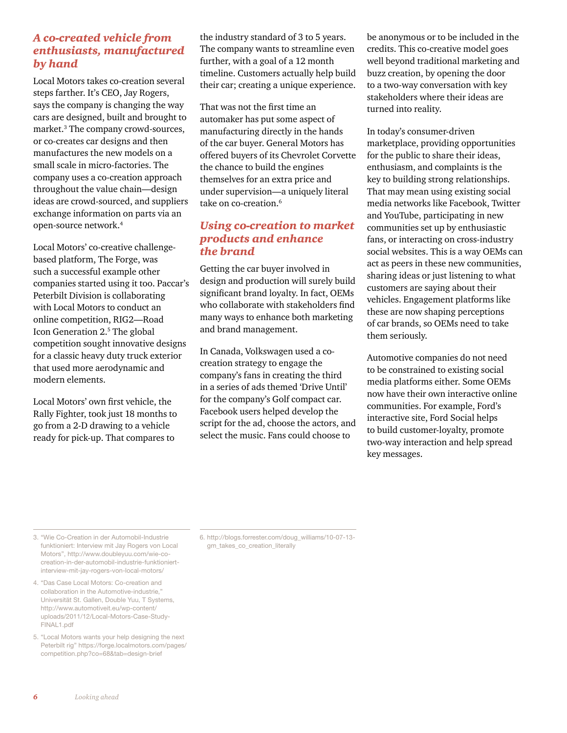## *A co-created vehicle from enthusiasts, manufactured by hand*

Local Motors takes co-creation several steps farther. It's CEO, Jay Rogers, says the company is changing the way cars are designed, built and brought to market.[3] The company crowd-sources, or co-creates car designs and then manufactures the new models on a small scale in micro-factories. The company uses a co-creation approach throughout the value chain—design ideas are crowd-sourced, and suppliers exchange information on parts via an open-source network.[4]

Local Motors' co-creative challenge-based platform, The Forge, was such a successful example other companies started using it too. Paccar's Peterbilt Division is collaborating with Local Motors to conduct an online competition, RIG2—Road Icon Generation 2.[5] The global competition sought innovative designs for a classic heavy duty truck exterior that used more aerodynamic and modern elements.

Local Motors' own first vehicle, the Rally Fighter, took just 18 months to go from a 2-D drawing to a vehicle ready for pick-up. That compares to the industry standard of 3 to 5 years. The company wants to streamline even further, with a goal of a 12 month timeline. Customers actually help build their car; creating a unique experience.

That was not the first time an automaker has put some aspect of manufacturing directly in the hands of the car buyer. General Motors has offered buyers of its Chevrolet Corvette the chance to build the engines themselves for an extra price and under supervision—a uniquely literal take on co-creation.[6]

## *Using co-creation to market products and enhance the brand*

Getting the car buyer involved in design and production will surely build significant brand loyalty. In fact, OEMs who collaborate with stakeholders find many ways to enhance both marketing and brand management.

In Canada, Volkswagen used a co-creation strategy to engage the company's fans in creating the third in a series of ads themed 'Drive Until' for the company's Golf compact car. Facebook users helped develop the script for the ad, choose the actors, and select the music. Fans could choose to be anonymous or to be included in the credits. This co-creative model goes well beyond traditional marketing and buzz creation, by opening the door to a two-way conversation with key stakeholders where their ideas are turned into reality.

In today's consumer-driven marketplace, providing opportunities for the public to share their ideas, enthusiasm, and complaints is the key to building strong relationships. That may mean using existing social media networks like Facebook, Twitter and YouTube, participating in new communities set up by enthusiastic fans, or interacting on cross-industry social websites. This is a way OEMs can act as peers in these new communities, sharing ideas or just listening to what customers are saying about their vehicles. Engagement platforms like these are now shaping perceptions of car brands, so OEMs need to take them seriously.

Automotive companies do not need to be constrained to existing social media platforms either. Some OEMs now have their own interactive online communities. For example, Ford's interactive site, Ford Social helps to build customer-loyalty, promote two-way interaction and help spread key messages.

---

3. "Wie Co-Creation in der Automobil-Industrie funktioniert: Interview mit Jay Rogers von Local Motors", http://www.doubleyuu.com/wie-co-creation-in-der-automobil-industrie-funktioniert-interview-mit-jay-rogers-von-local-motors/
4. "Das Case Local Motors: Co-creation and collaboration in the Automotive-industrie," Universität St. Gallen, Double Yuu, T Systems, http://www.automotiveit.eu/wp-content/uploads/2011/12/Local-Motors-Case-Study-FINAL1.pdf
5. "Local Motors wants your help designing the next Peterbilt rig" https://forge.localmotors.com/pages/competition.php?co=68&tab=design-brief
6. http://blogs.forrester.com/doug_williams/10-07-13-gm_takes_co_creation_literally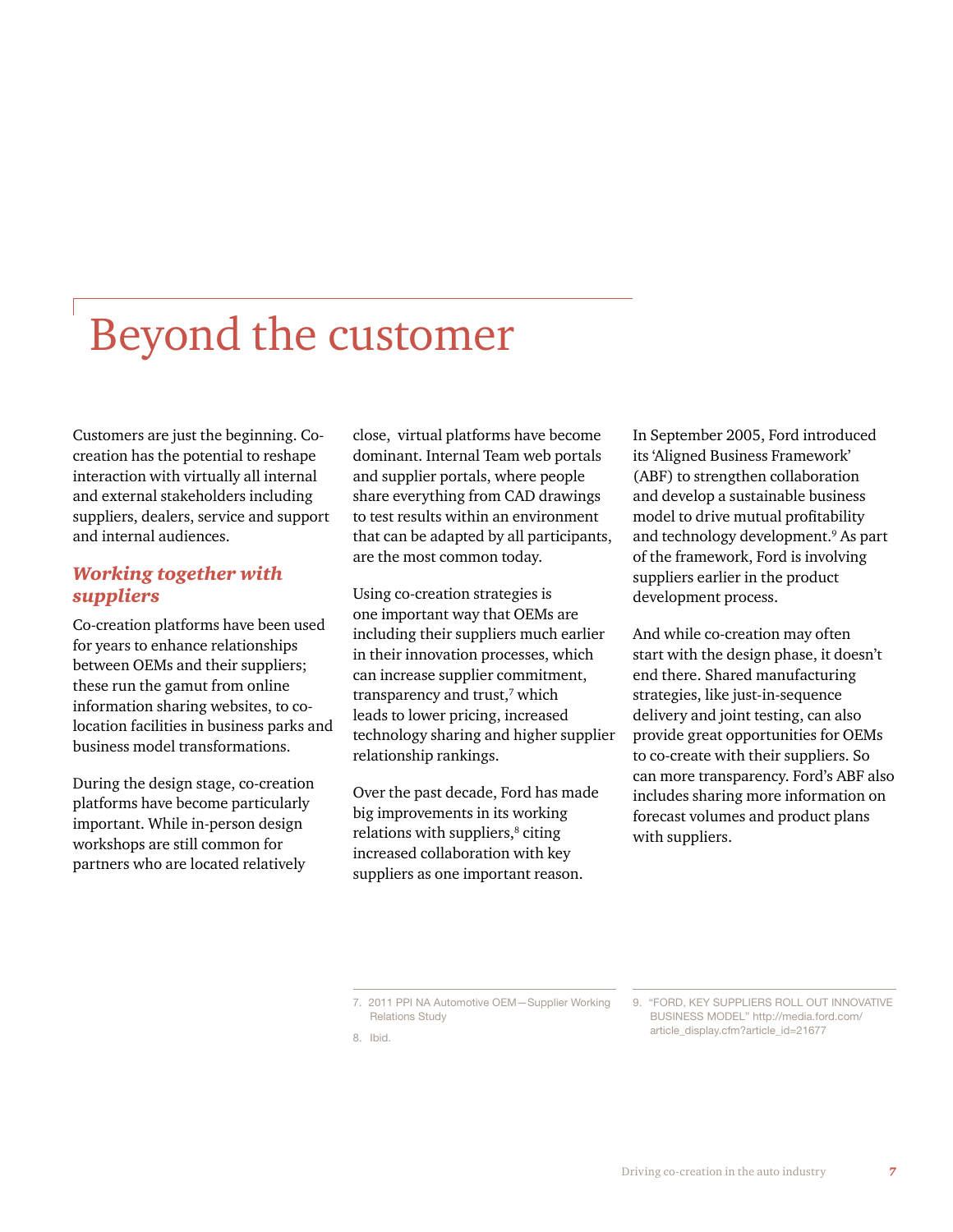# Beyond the customer

Customers are just the beginning. Co-creation has the potential to reshape interaction with virtually all internal and external stakeholders including suppliers, dealers, service and support and internal audiences.

## *Working together with suppliers*

Co-creation platforms have been used for years to enhance relationships between OEMs and their suppliers; these run the gamut from online information sharing websites, to co-location facilities in business parks and business model transformations.

During the design stage, co-creation platforms have become particularly important. While in-person design workshops are still common for partners who are located relatively close, virtual platforms have become dominant. Internal Team web portals and supplier portals, where people share everything from CAD drawings to test results within an environment that can be adapted by all participants, are the most common today.

Using co-creation strategies is one important way that OEMs are including their suppliers much earlier in their innovation processes, which can increase supplier commitment, transparency and trust,[7] which leads to lower pricing, increased technology sharing and higher supplier relationship rankings.

Over the past decade, Ford has made big improvements in its working relations with suppliers,[8] citing increased collaboration with key suppliers as one important reason.

In September 2005, Ford introduced its 'Aligned Business Framework' (ABF) to strengthen collaboration and develop a sustainable business model to drive mutual profitability and technology development.[9] As part of the framework, Ford is involving suppliers earlier in the product development process.

And while co-creation may often start with the design phase, it doesn't end there. Shared manufacturing strategies, like just-in-sequence delivery and joint testing, can also provide great opportunities for OEMs to co-create with their suppliers. So can more transparency. Ford's ABF also includes sharing more information on forecast volumes and product plans with suppliers.

---

7. 2011 PPI NA Automotive OEM—Supplier Working Relations Study
8. Ibid.
9. "FORD, KEY SUPPLIERS ROLL OUT INNOVATIVE BUSINESS MODEL" http://media.ford.com/article_display.cfm?article_id=21677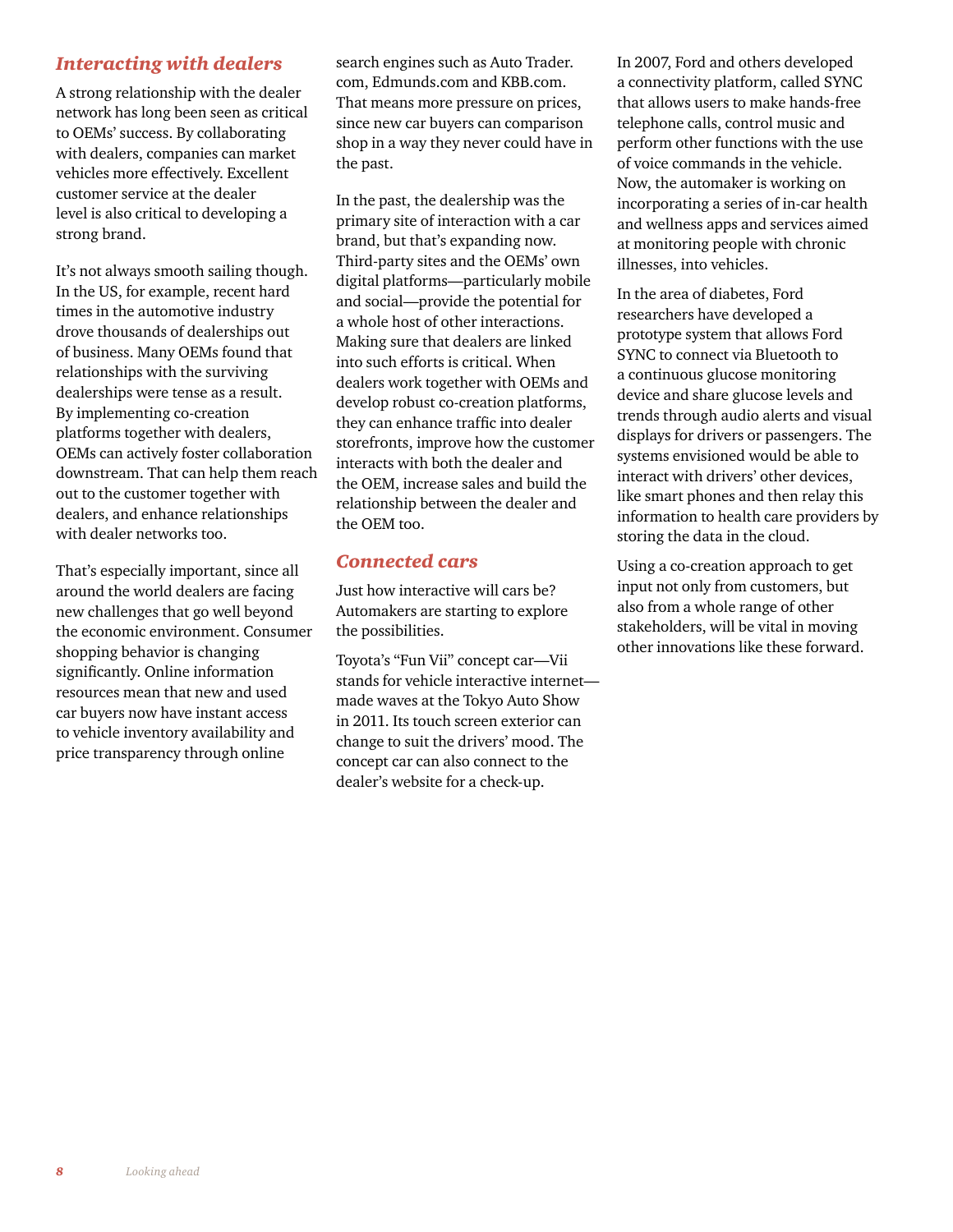## *Interacting with dealers*

A strong relationship with the dealer network has long been seen as critical to OEMs' success. By collaborating with dealers, companies can market vehicles more effectively. Excellent customer service at the dealer level is also critical to developing a strong brand.

It's not always smooth sailing though. In the US, for example, recent hard times in the automotive industry drove thousands of dealerships out of business. Many OEMs found that relationships with the surviving dealerships were tense as a result. By implementing co-creation platforms together with dealers, OEMs can actively foster collaboration downstream. That can help them reach out to the customer together with dealers, and enhance relationships with dealer networks too.

That's especially important, since all around the world dealers are facing new challenges that go well beyond the economic environment. Consumer shopping behavior is changing significantly. Online information resources mean that new and used car buyers now have instant access to vehicle inventory availability and price transparency through online search engines such as Auto Trader.com, Edmunds.com and KBB.com. That means more pressure on prices, since new car buyers can comparison shop in a way they never could have in the past.

In the past, the dealership was the primary site of interaction with a car brand, but that's expanding now. Third-party sites and the OEMs' own digital platforms—particularly mobile and social—provide the potential for a whole host of other interactions. Making sure that dealers are linked into such efforts is critical. When dealers work together with OEMs and develop robust co-creation platforms, they can enhance traffic into dealer storefronts, improve how the customer interacts with both the dealer and the OEM, increase sales and build the relationship between the dealer and the OEM too.

## *Connected cars*

Just how interactive will cars be? Automakers are starting to explore the possibilities.

Toyota's "Fun Vii" concept car—Vii stands for vehicle interactive internet—made waves at the Tokyo Auto Show in 2011. Its touch screen exterior can change to suit the drivers' mood. The concept car can also connect to the dealer's website for a check-up.

In 2007, Ford and others developed a connectivity platform, called SYNC that allows users to make hands-free telephone calls, control music and perform other functions with the use of voice commands in the vehicle. Now, the automaker is working on incorporating a series of in-car health and wellness apps and services aimed at monitoring people with chronic illnesses, into vehicles.

In the area of diabetes, Ford researchers have developed a prototype system that allows Ford SYNC to connect via Bluetooth to a continuous glucose monitoring device and share glucose levels and trends through audio alerts and visual displays for drivers or passengers. The systems envisioned would be able to interact with drivers' other devices, like smart phones and then relay this information to health care providers by storing the data in the cloud.

Using a co-creation approach to get input not only from customers, but also from a whole range of other stakeholders, will be vital in moving other innovations like these forward.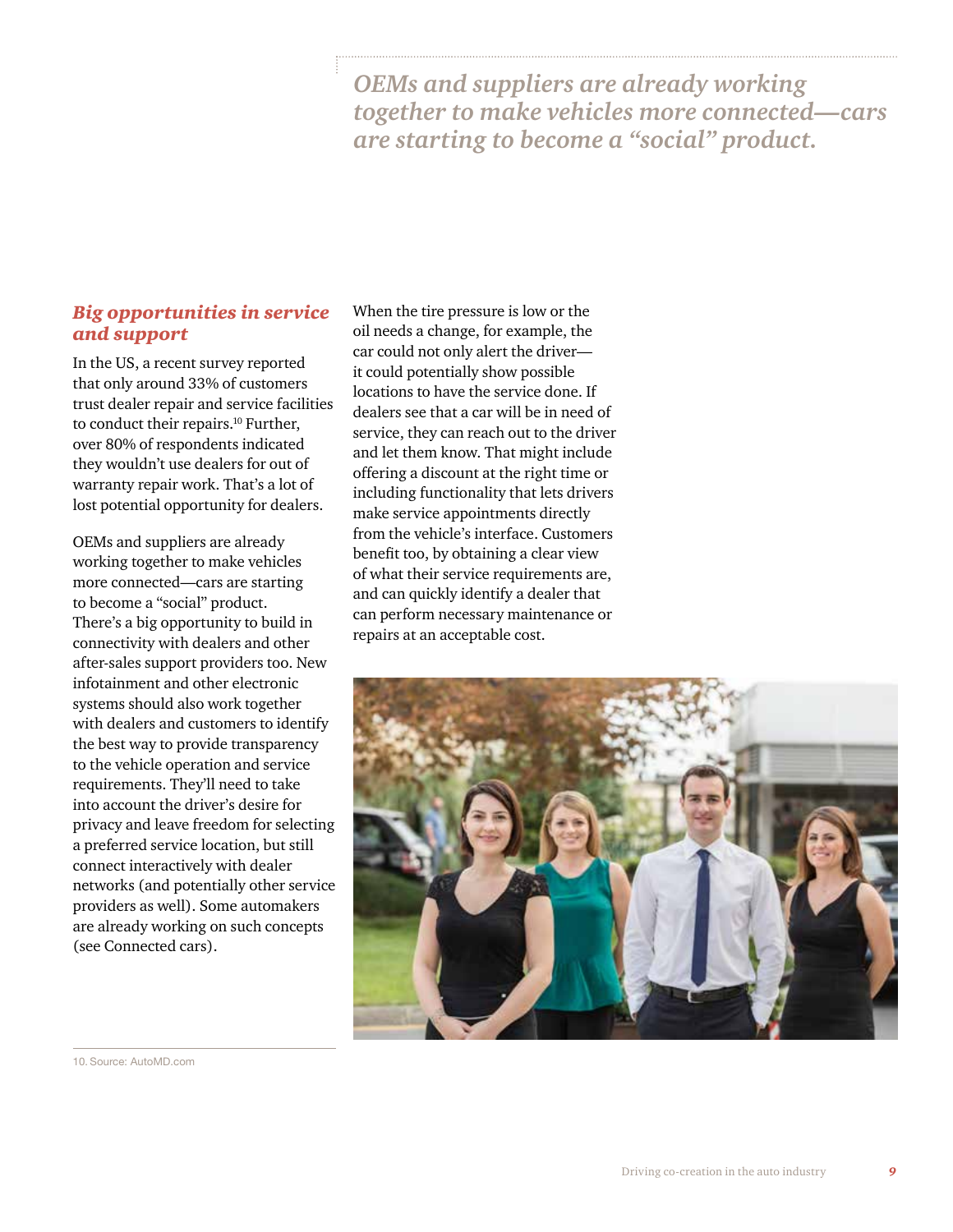*OEMs and suppliers are already working together to make vehicles more connected—cars are starting to become a "social" product.*

### *Big opportunities in service and support*

In the US, a recent survey reported that only around 33% of customers trust dealer repair and service facilities to conduct their repairs.[10] Further, over 80% of respondents indicated they wouldn't use dealers for out of warranty repair work. That's a lot of lost potential opportunity for dealers.

OEMs and suppliers are already working together to make vehicles more connected—cars are starting to become a "social" product. There's a big opportunity to build in connectivity with dealers and other after-sales support providers too. New infotainment and other electronic systems should also work together with dealers and customers to identify the best way to provide transparency to the vehicle operation and service requirements. They'll need to take into account the driver's desire for privacy and leave freedom for selecting a preferred service location, but still connect interactively with dealer networks (and potentially other service providers as well). Some automakers are already working on such concepts (see Connected cars).

When the tire pressure is low or the oil needs a change, for example, the car could not only alert the driver—it could potentially show possible locations to have the service done. If dealers see that a car will be in need of service, they can reach out to the driver and let them know. That might include offering a discount at the right time or including functionality that lets drivers make service appointments directly from the vehicle's interface. Customers benefit too, by obtaining a clear view of what their service requirements are, and can quickly identify a dealer that can perform necessary maintenance or repairs at an acceptable cost.

10. Source: AutoMD.com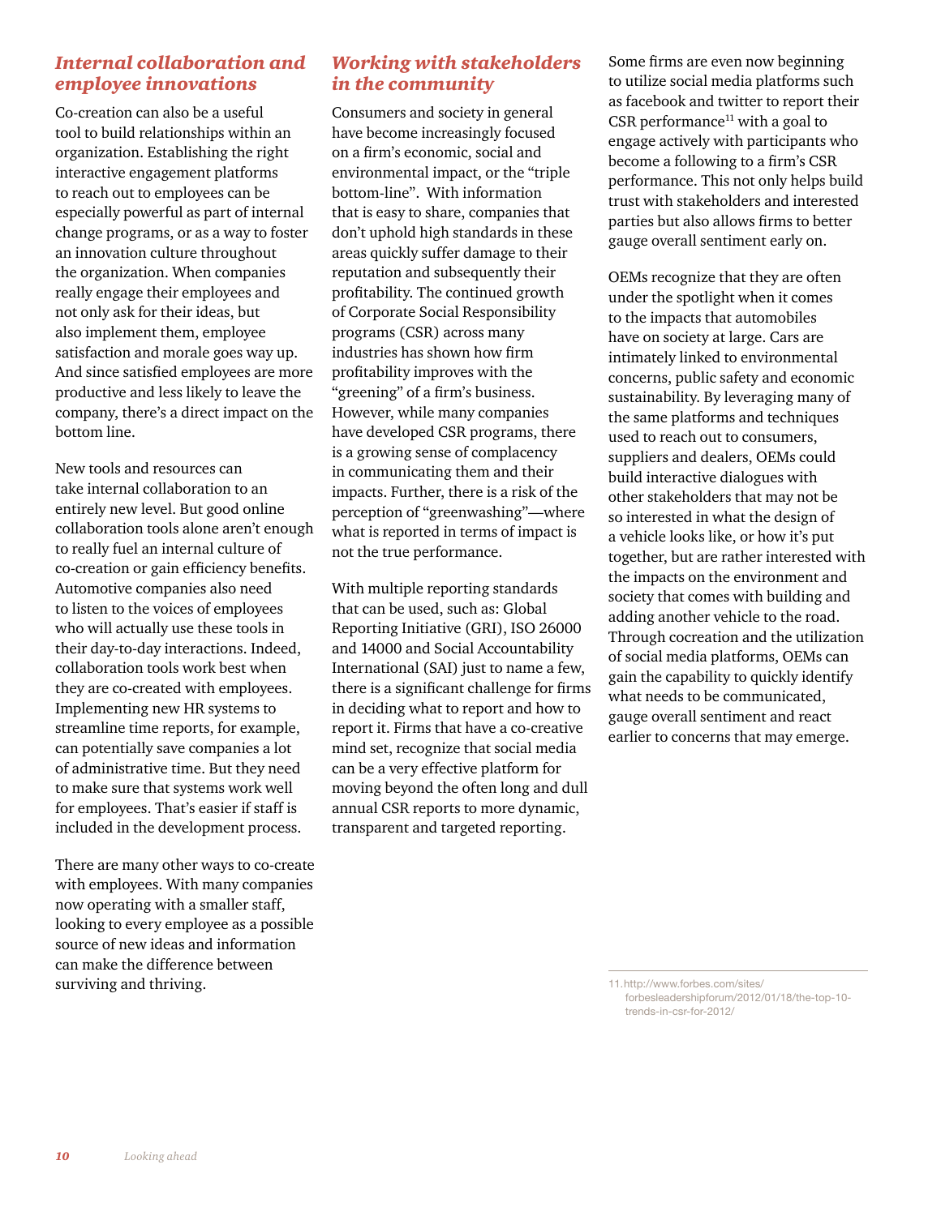## *Internal collaboration and employee innovations*

Co-creation can also be a useful tool to build relationships within an organization. Establishing the right interactive engagement platforms to reach out to employees can be especially powerful as part of internal change programs, or as a way to foster an innovation culture throughout the organization. When companies really engage their employees and not only ask for their ideas, but also implement them, employee satisfaction and morale goes way up. And since satisfied employees are more productive and less likely to leave the company, there's a direct impact on the bottom line.

New tools and resources can take internal collaboration to an entirely new level. But good online collaboration tools alone aren't enough to really fuel an internal culture of co-creation or gain efficiency benefits. Automotive companies also need to listen to the voices of employees who will actually use these tools in their day-to-day interactions. Indeed, collaboration tools work best when they are co-created with employees. Implementing new HR systems to streamline time reports, for example, can potentially save companies a lot of administrative time. But they need to make sure that systems work well for employees. That's easier if staff is included in the development process.

There are many other ways to co-create with employees. With many companies now operating with a smaller staff, looking to every employee as a possible source of new ideas and information can make the difference between surviving and thriving.

## *Working with stakeholders in the community*

Consumers and society in general have become increasingly focused on a firm's economic, social and environmental impact, or the "triple bottom-line". With information that is easy to share, companies that don't uphold high standards in these areas quickly suffer damage to their reputation and subsequently their profitability. The continued growth of Corporate Social Responsibility programs (CSR) across many industries has shown how firm profitability improves with the "greening" of a firm's business. However, while many companies have developed CSR programs, there is a growing sense of complacency in communicating them and their impacts. Further, there is a risk of the perception of "greenwashing"—where what is reported in terms of impact is not the true performance.

With multiple reporting standards that can be used, such as: Global Reporting Initiative (GRI), ISO 26000 and 14000 and Social Accountability International (SAI) just to name a few, there is a significant challenge for firms in deciding what to report and how to report it. Firms that have a co-creative mind set, recognize that social media can be a very effective platform for moving beyond the often long and dull annual CSR reports to more dynamic, transparent and targeted reporting.

Some firms are even now beginning to utilize social media platforms such as facebook and twitter to report their CSR performance[11] with a goal to engage actively with participants who become a following to a firm's CSR performance. This not only helps build trust with stakeholders and interested parties but also allows firms to better gauge overall sentiment early on.

OEMs recognize that they are often under the spotlight when it comes to the impacts that automobiles have on society at large. Cars are intimately linked to environmental concerns, public safety and economic sustainability. By leveraging many of the same platforms and techniques used to reach out to consumers, suppliers and dealers, OEMs could build interactive dialogues with other stakeholders that may not be so interested in what the design of a vehicle looks like, or how it's put together, but are rather interested with the impacts on the environment and society that comes with building and adding another vehicle to the road. Through cocreation and the utilization of social media platforms, OEMs can gain the capability to quickly identify what needs to be communicated, gauge overall sentiment and react earlier to concerns that may emerge.

---

11. http://www.forbes.com/sites/forbesleadershipforum/2012/01/18/the-top-10-trends-in-csr-for-2012/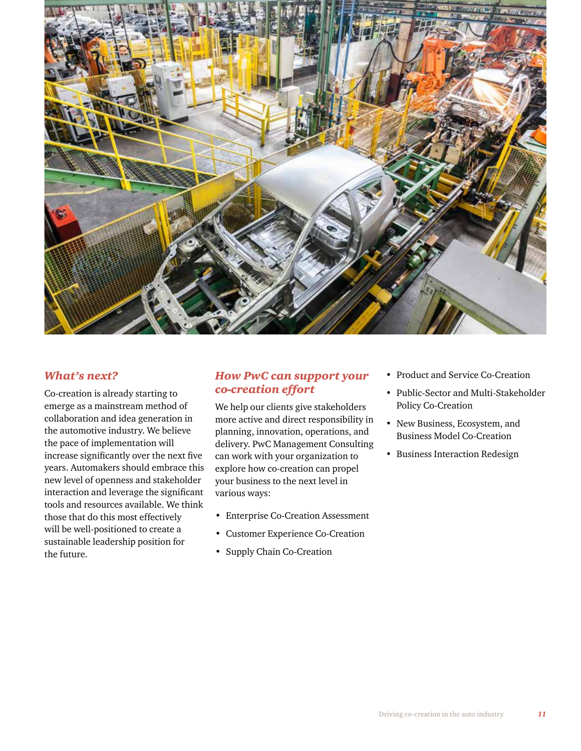## *What's next?*

Co-creation is already starting to emerge as a mainstream method of collaboration and idea generation in the automotive industry. We believe the pace of implementation will increase significantly over the next five years. Automakers should embrace this new level of openness and stakeholder interaction and leverage the significant tools and resources available. We think those that do this most effectively will be well-positioned to create a sustainable leadership position for the future.

## *How PwC can support your co-creation effort*

We help our clients give stakeholders more active and direct responsibility in planning, innovation, operations, and delivery. PwC Management Consulting can work with your organization to explore how co-creation can propel your business to the next level in various ways:

- Enterprise Co-Creation Assessment
- Customer Experience Co-Creation
- Supply Chain Co-Creation
- Product and Service Co-Creation
- Public-Sector and Multi-Stakeholder Policy Co-Creation
- New Business, Ecosystem, and Business Model Co-Creation
- Business Interaction Redesign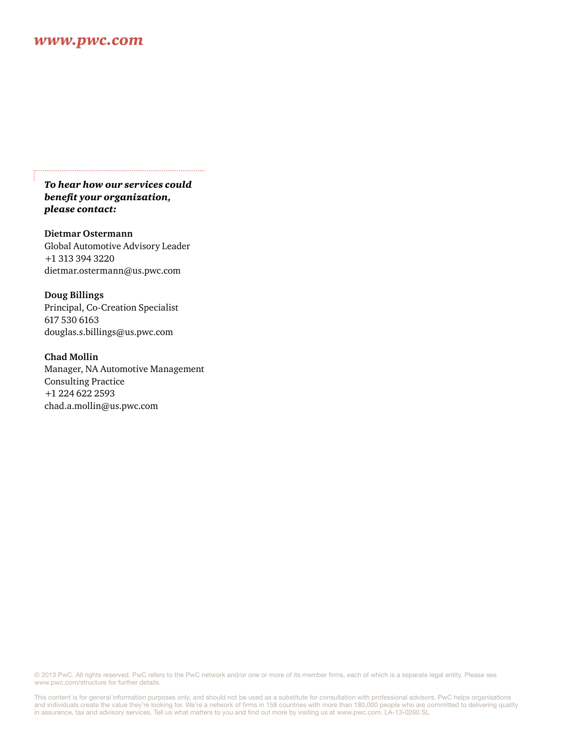*www.pwc.com*

***To hear how our services could benefit your organization, please contact:***

**Dietmar Ostermann**
Global Automotive Advisory Leader
+1 313 394 3220
dietmar.ostermann@us.pwc.com

**Doug Billings**
Principal, Co-Creation Specialist
617 530 6163
douglas.s.billings@us.pwc.com

**Chad Mollin**
Manager, NA Automotive Management Consulting Practice
+1 224 622 2593
chad.a.mollin@us.pwc.com

© 2013 PwC. All rights reserved. PwC refers to the PwC network and/or one or more of its member firms, each of which is a separate legal entity. Please see www.pwc.com/structure for further details.

This content is for general information purposes only, and should not be used as a substitute for consultation with professional advisors. PwC helps organisations and individuals create the value they're looking for. We're a network of firms in 158 countries with more than 180,000 people who are committed to delivering quality in assurance, tax and advisory services. Tell us what matters to you and find out more by visiting us at www.pwc.com. LA-13-0260 SL